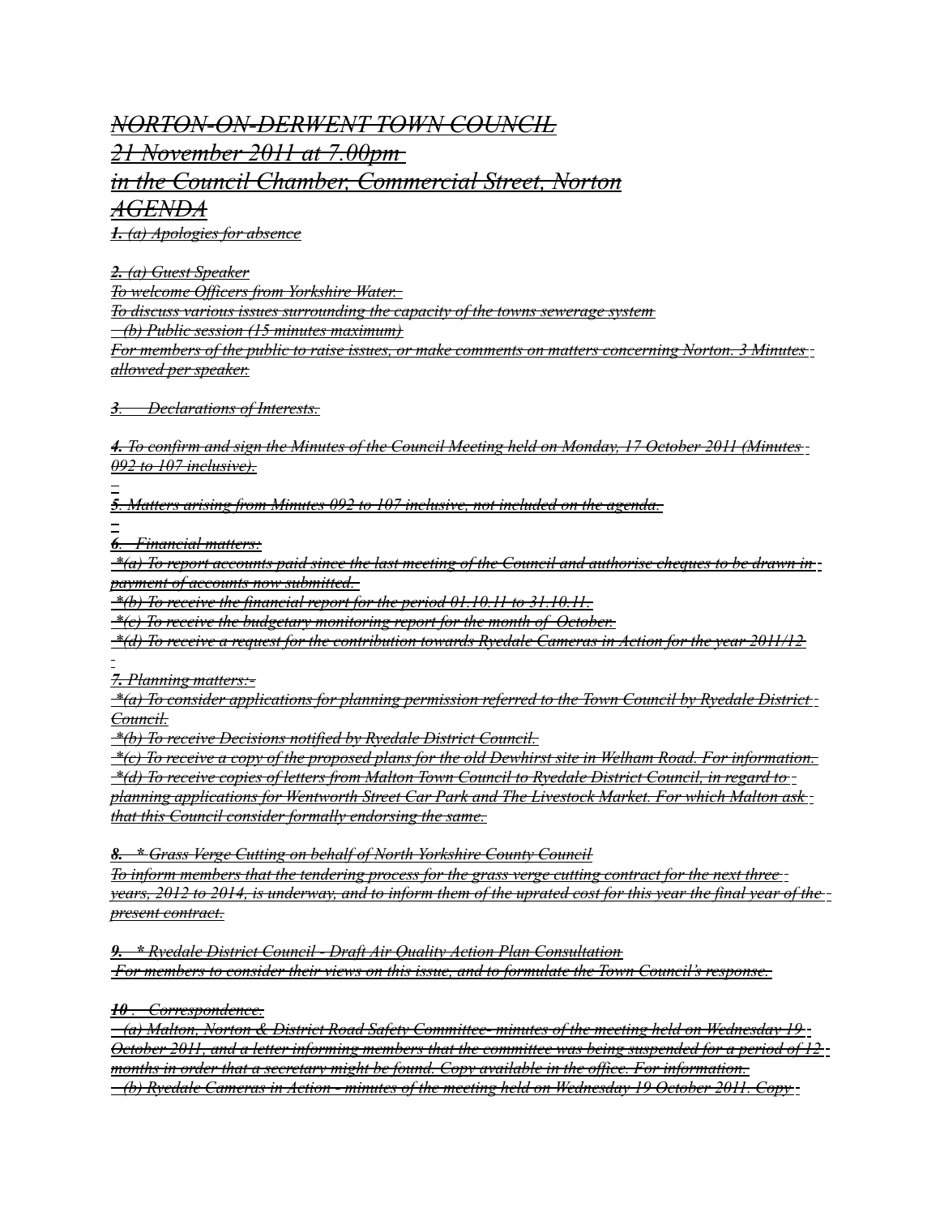# NORTON-ON-DERWENT TOWN COUNCIL

## 21 November 2011 at 7.00pm

## in the Council Chamber, Commercial Street, Norton

## AGENDA

**1.** (a) Apologies for absence

**2.** (a) Guest Speaker
To welcome Officers from Yorkshire Water.
To discuss various issues surrounding the capacity of the towns sewerage system
(b) Public session (15 minutes maximum)
For members of the public to raise issues, or make comments on matters concerning Norton. 3 Minutes allowed per speaker.

**3**. Declarations of Interests.

**4.** To confirm and sign the Minutes of the Council Meeting held on Monday, 17 October 2011 (Minutes 092 to 107 inclusive).

**5**. Matters arising from Minutes 092 to 107 inclusive, not included on the agenda.

**6**. Financial matters:
*(a) To report accounts paid since the last meeting of the Council and authorise cheques to be drawn in payment of accounts now submitted.
*(b) To receive the financial report for the period 01.10.11 to 31.10.11.
*(c) To receive the budgetary monitoring report for the month of October.
*(d) To receive a request for the contribution towards Ryedale Cameras in Action for the year 2011/12

**7.** Planning matters:-
*(a) To consider applications for planning permission referred to the Town Council by Ryedale District Council.
*(b) To receive Decisions notified by Ryedale District Council.
*(c) To receive a copy of the proposed plans for the old Dewhirst site in Welham Road. For information.
*(d) To receive copies of letters from Malton Town Council to Ryedale District Council, in regard to planning applications for Wentworth Street Car Park and The Livestock Market. For which Malton ask that this Council consider formally endorsing the same.

**8.** * Grass Verge Cutting on behalf of North Yorkshire County Council
To inform members that the tendering process for the grass verge cutting contract for the next three years, 2012 to 2014, is underway, and to inform them of the uprated cost for this year the final year of the present contract.

**9.** * Ryedale District Council - Draft Air Quality Action Plan Consultation
For members to consider their views on this issue, and to formulate the Town Council's response.

**10** . Correspondence.
(a) Malton, Norton & District Road Safety Committee- minutes of the meeting held on Wednesday 19 October 2011, and a letter informing members that the committee was being suspended for a period of 12 months in order that a secretary might be found. Copy available in the office. For information.
(b) Ryedale Cameras in Action - minutes of the meeting held on Wednesday 19 October 2011. Copy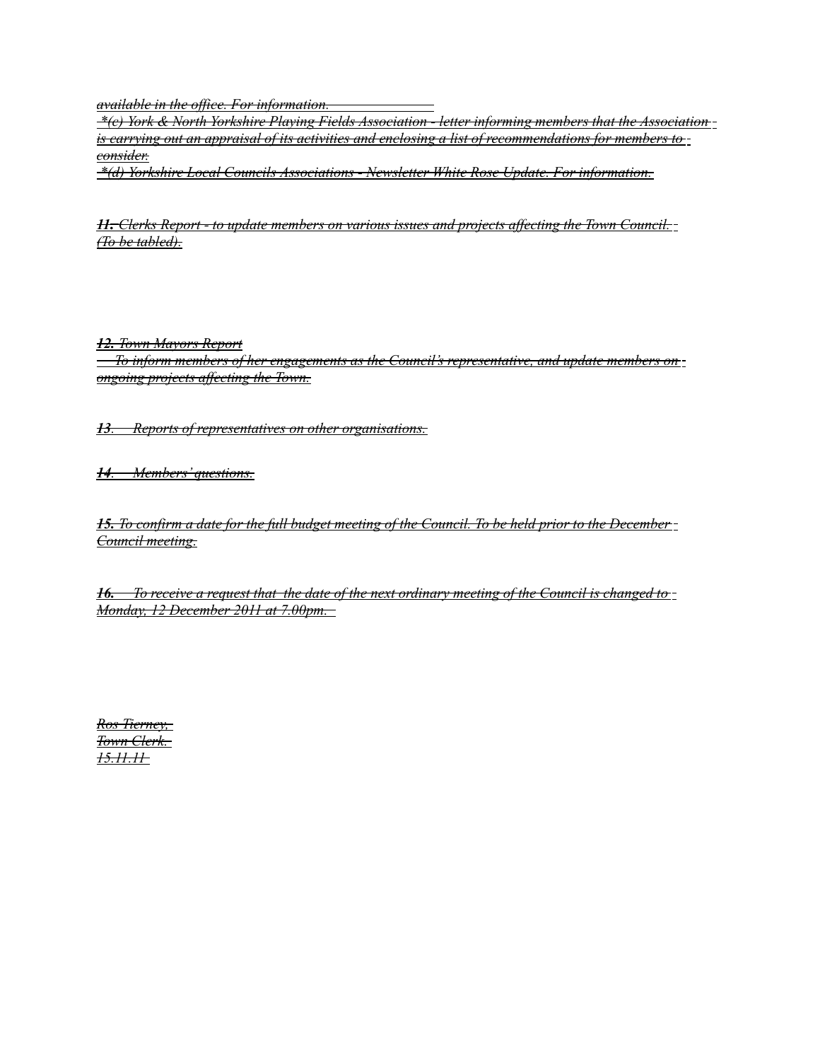*available in the office. For information.*

*\*(c) York & North Yorkshire Playing Fields Association - letter informing members that the Association is carrying out an appraisal of its activities and enclosing a list of recommendations for members to consider.*

*\*(d) Yorkshire Local Councils Associations - Newsletter White Rose Update. For information.*

***11.** Clerks Report - to update members on various issues and projects affecting the Town Council. (To be tabled).*

***12.** Town Mayors Report*

*To inform members of her engagements as the Council's representative, and update members on ongoing projects affecting the Town.*

***13**. Reports of representatives on other organisations.*

***14**. Members' questions.*

***15.** To confirm a date for the full budget meeting of the Council. To be held prior to the December Council meeting.*

***16.** To receive a request that the date of the next ordinary meeting of the Council is changed to Monday, 12 December 2011 at 7.00pm.*

*Ros Tierney,*
*Town Clerk.*
*15.11.11*